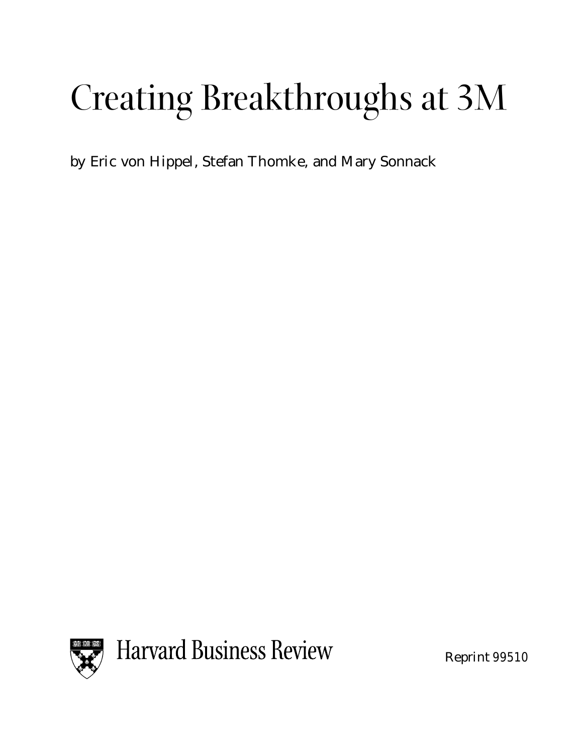# Creating Breakthroughs at 3M

by Eric von Hippel, Stefan Thomke, and Mary Sonnack

Harvard Business Review

Reprint 99510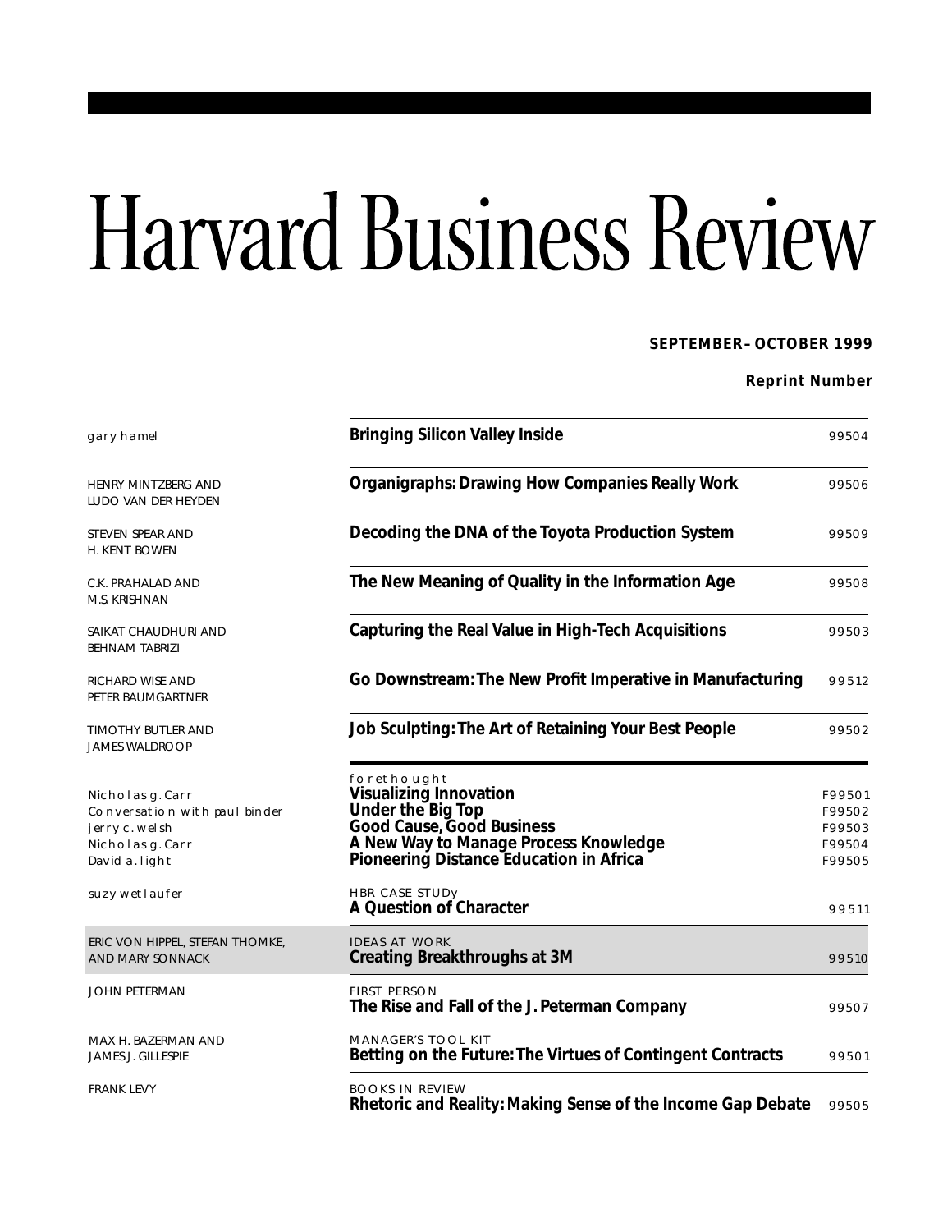# Harvard Business Review

**SEPTEMBER–OCTOBER 1999**

**Reprint Number**

| Author | Title | Reprint Number |
|---|---|---|
| gary hamel | **Bringing Silicon Valley Inside** | 99504 |
| HENRY MINTZBERG AND LUDO VAN DER HEYDEN | **Organigraphs: Drawing How Companies Really Work** | 99506 |
| STEVEN SPEAR AND H. KENT BOWEN | **Decoding the DNA of the Toyota Production System** | 99509 |
| C.K. PRAHALAD AND M.S. KRISHNAN | **The New Meaning of Quality in the Information Age** | 99508 |
| SAIKAT CHAUDHURI AND BEHNAM TABRIZI | **Capturing the Real Value in High-Tech Acquisitions** | 99503 |
| RICHARD WISE AND PETER BAUMGARTNER | **Go Downstream: The New Profit Imperative in Manufacturing** | 99512 |
| TIMOTHY BUTLER AND JAMES WALDROOP | **Job Sculpting: The Art of Retaining Your Best People** | 99502 |
| | forethought | |
| Nicholas g. Carr | **Visualizing Innovation** | F99501 |
| Conversation with paul binder | **Under the Big Top** | F99502 |
| jerry c. welsh | **Good Cause, Good Business** | F99503 |
| Nicholas g. Carr | **A New Way to Manage Process Knowledge** | F99504 |
| David a. light | **Pioneering Distance Education in Africa** | F99505 |
| suzy wetlaufer | HBR CASE STUDy<br>**A Question of Character** | 99511 |
| ERIC VON HIPPEL, STEFAN THOMKE, AND MARY SONNACK | IDEAS AT WORK<br>**Creating Breakthroughs at 3M** | 99510 |
| JOHN PETERMAN | FIRST PERSON<br>**The Rise and Fall of the J. Peterman Company** | 99507 |
| MAX H. BAZERMAN AND JAMES J. GILLESPIE | MANAGER'S TOOL KIT<br>**Betting on the Future: The Virtues of Contingent Contracts** | 99501 |
| FRANK LEVY | BOOKS IN REVIEW<br>**Rhetoric and Reality: Making Sense of the Income Gap Debate** | 99505 |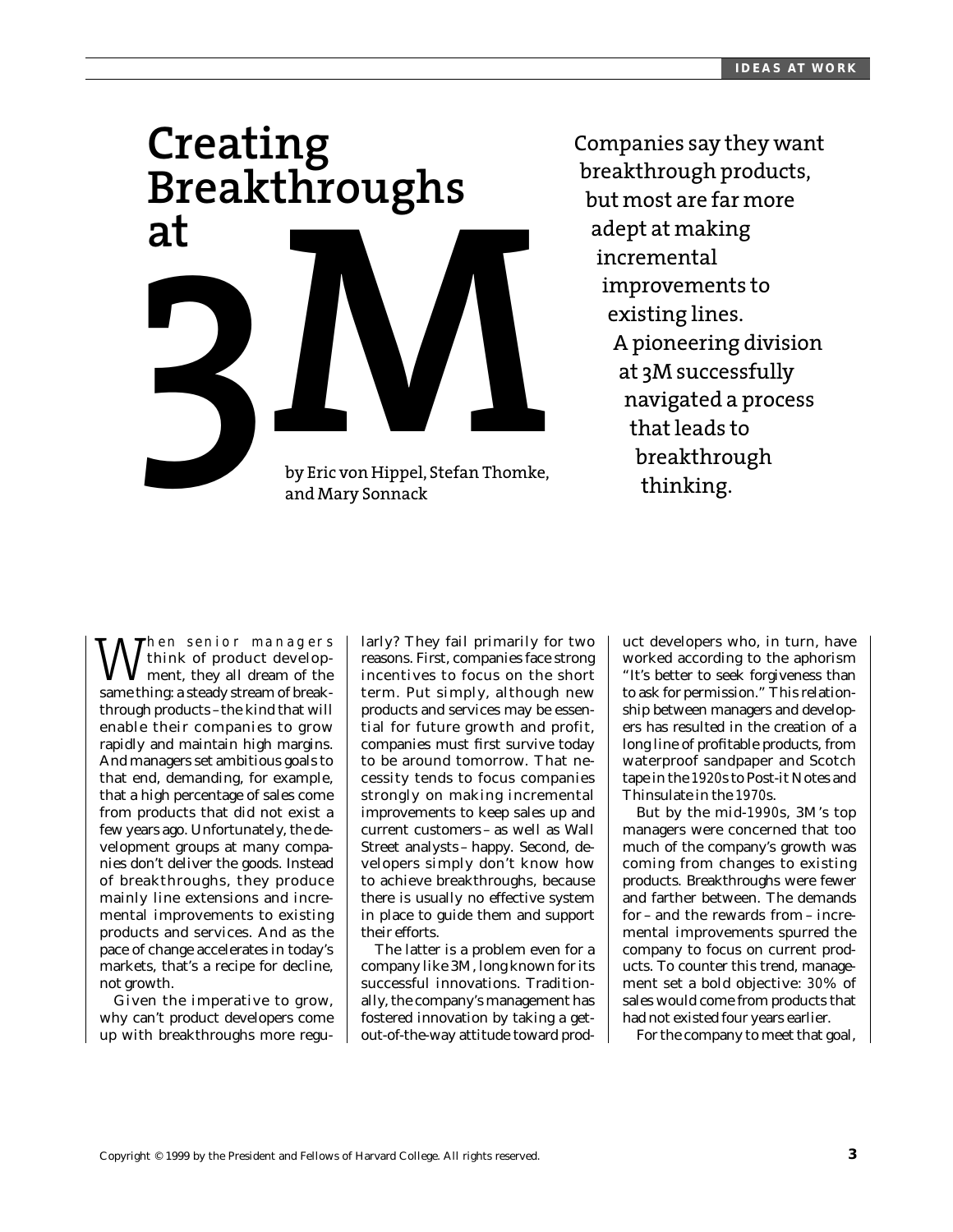# Creating Breakthroughs at 3M

by Eric von Hippel, Stefan Thomke, and Mary Sonnack

Companies say they want breakthrough products, but most are far more adept at making incremental improvements to existing lines. A pioneering division at 3M successfully navigated a process that leads to breakthrough thinking.

When senior managers think of product development, they all dream of the same thing: a steady stream of breakthrough products – the kind that will enable their companies to grow rapidly and maintain high margins. And managers set ambitious goals to that end, demanding, for example, that a high percentage of sales come from products that did not exist a few years ago. Unfortunately, the development groups at many companies don't deliver the goods. Instead of breakthroughs, they produce mainly line extensions and incremental improvements to existing products and services. And as the pace of change accelerates in today's markets, that's a recipe for decline, not growth.

Given the imperative to grow, why can't product developers come up with breakthroughs more regularly? They fail primarily for two reasons. First, companies face strong incentives to focus on the short term. Put simply, although new products and services may be essential for future growth and profit, companies must first survive today to be around tomorrow. That necessity tends to focus companies strongly on making incremental improvements to keep sales up and current customers – as well as Wall Street analysts – happy. Second, developers simply don't know how to achieve breakthroughs, because there is usually no effective system in place to guide them and support their efforts.

The latter is a problem even for a company like 3M, long known for its successful innovations. Traditionally, the company's management has fostered innovation by taking a get-out-of-the-way attitude toward product developers who, in turn, have worked according to the aphorism "It's better to seek forgiveness than to ask for permission." This relationship between managers and developers has resulted in the creation of a long line of profitable products, from waterproof sandpaper and Scotch tape in the 1920s to Post-it Notes and Thinsulate in the 1970s.

But by the mid-1990s, 3M's top managers were concerned that too much of the company's growth was coming from changes to existing products. Breakthroughs were fewer and farther between. The demands for – and the rewards from – incremental improvements spurred the company to focus on current products. To counter this trend, management set a bold objective: 30% of sales would come from products that had not existed four years earlier.

For the company to meet that goal,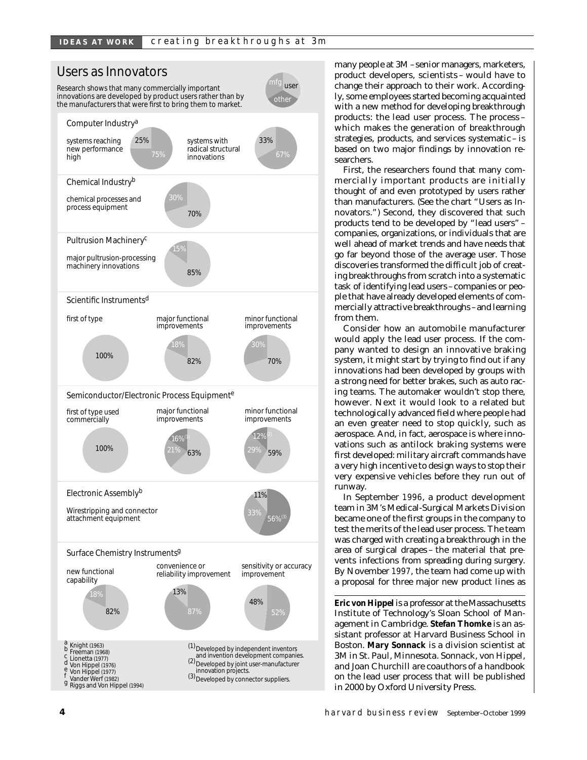## Users as Innovators

Research shows that many commercially important innovations are developed by product users rather than by the manufacturers that were first to bring them to market.

mfg user other

**Computer Industry**[a]

systems reaching new performance high

25%
75%

systems with radical structural innovations

33%
67%

**Chemical Industry**[b]

chemical processes and process equipment

30%
70%

**Pultrusion Machinery**[c]

major pultrusion-processing machinery innovations

15%
85%

**Scientific Instruments**[d]

first of type

100%

major functional improvements

18%
82%

minor functional improvements

30%
70%

**Semiconductor/Electronic Process Equipment**[e]

first of type used commercially

100%

major functional improvements

16%[(1)]
21%
63%

minor functional improvements

12%[(2)]
29%
59%

**Electronic Assembly**[b]

Wirestripping and connector attachment equipment

11%
33%
56%[(3)]

**Surface Chemistry Instruments**[g]

new functional capability

18%
82%

convenience or reliability improvement

13%
87%

sensitivity or accuracy improvement

48%
52%

a Knight (1963)
b Freeman (1968)
c Lionetta (1977)
d Von Hippel (1976)
e Von Hippel (1977)
f Vander Werf (1982)
g Riggs and Von Hippel (1994)

(1) Developed by independent inventors and invention development companies.
(2) Developed by joint user-manufacturer innovation projects.
(3) Developed by connector suppliers.

many people at 3M – senior managers, marketers, product developers, scientists – would have to change their approach to their work. Accordingly, some employees started becoming acquainted with a new method for developing breakthrough products: the lead user process. The process – which makes the generation of breakthrough strategies, products, and services systematic – is based on two major findings by innovation researchers.

First, the researchers found that many commercially important products are initially thought of and even prototyped by users rather than manufacturers. (See the chart "Users as Innovators.") Second, they discovered that such products tend to be developed by "lead users" – companies, organizations, or individuals that are well ahead of market trends and have needs that go far beyond those of the average user. Those discoveries transformed the difficult job of creating breakthroughs from scratch into a systematic task of identifying lead users – companies or people that have already developed elements of commercially attractive breakthroughs – and learning from them.

Consider how an automobile manufacturer would apply the lead user process. If the company wanted to design an innovative braking system, it might start by trying to find out if any innovations had been developed by groups with a strong need for better brakes, such as auto racing teams. The automaker wouldn't stop there, however. Next it would look to a related but technologically advanced field where people had an even greater need to stop quickly, such as aerospace. And, in fact, aerospace is where innovations such as antilock braking systems were first developed: military aircraft commands have a very high incentive to design ways to stop their very expensive vehicles before they run out of runway.

In September 1996, a product development team in 3M's Medical-Surgical Markets Division became one of the first groups in the company to test the merits of the lead user process. The team was charged with creating a breakthrough in the area of surgical drapes – the material that prevents infections from spreading during surgery. By November 1997, the team had come up with a proposal for three major new product lines as

---

**Eric von Hippel** is a professor at the Massachusetts Institute of Technology's Sloan School of Management in Cambridge. **Stefan Thomke** is an assistant professor at Harvard Business School in Boston. **Mary Sonnack** is a division scientist at 3M in St. Paul, Minnesota. Sonnack, von Hippel, and Joan Churchill are coauthors of a handbook on the lead user process that will be published in 2000 by Oxford University Press.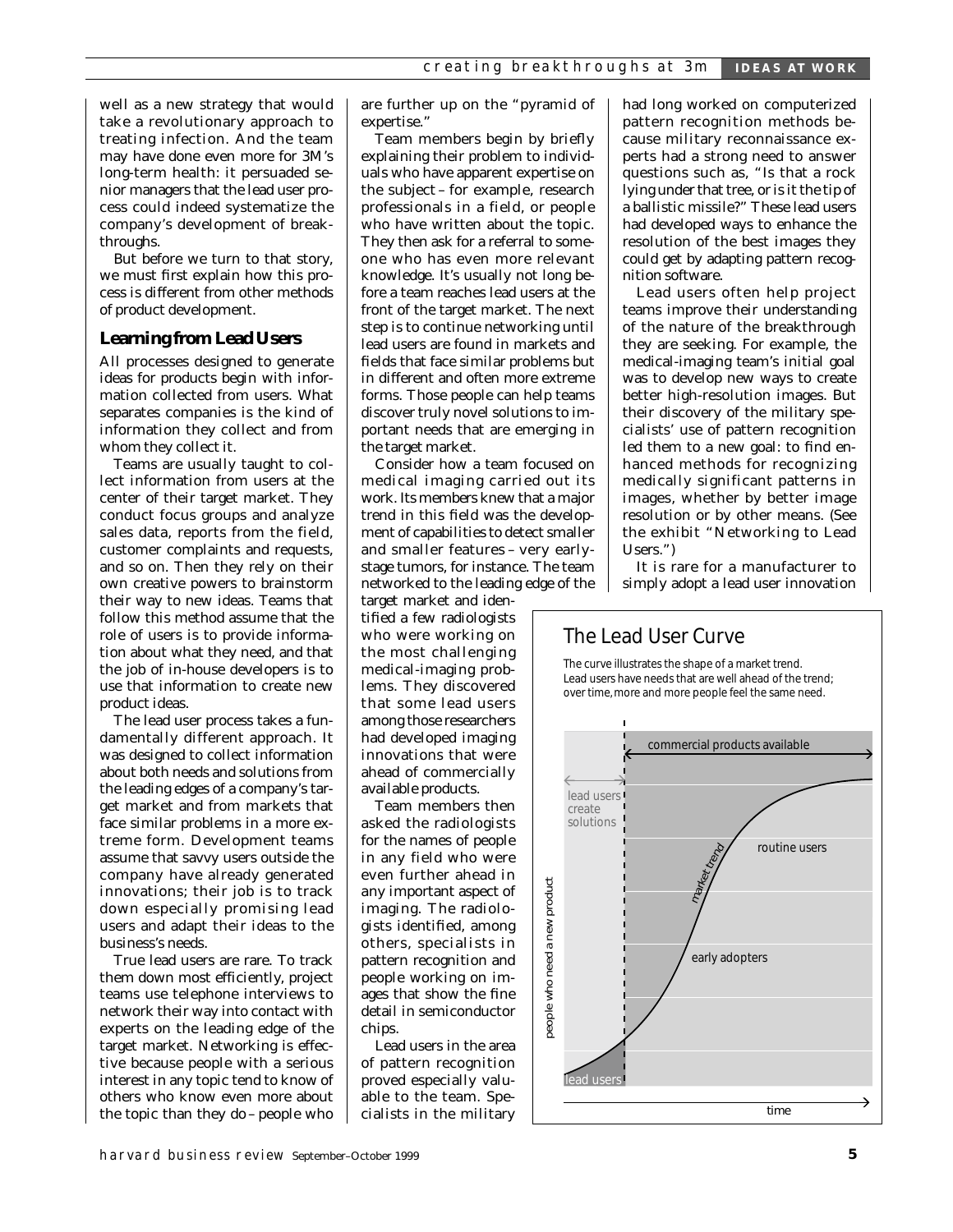well as a new strategy that would take a revolutionary approach to treating infection. And the team may have done even more for 3M's long-term health: it persuaded senior managers that the lead user process could indeed systematize the company's development of breakthroughs.

But before we turn to that story, we must first explain how this process is different from other methods of product development.

### Learning from Lead Users

All processes designed to generate ideas for products begin with information collected from users. What separates companies is the kind of information they collect and from whom they collect it.

Teams are usually taught to collect information from users at the center of their target market. They conduct focus groups and analyze sales data, reports from the field, customer complaints and requests, and so on. Then they rely on their own creative powers to brainstorm their way to new ideas. Teams that follow this method assume that the role of users is to provide information about what they need, and that the job of in-house developers is to use that information to create new product ideas.

The lead user process takes a fundamentally different approach. It was designed to collect information about both needs and solutions from the leading edges of a company's target market and from markets that face similar problems in a more extreme form. Development teams assume that savvy users outside the company have already generated innovations; their job is to track down especially promising lead users and adapt their ideas to the business's needs.

True lead users are rare. To track them down most efficiently, project teams use telephone interviews to network their way into contact with experts on the leading edge of the target market. Networking is effective because people with a serious interest in any topic tend to know of others who know even more about the topic than they do – people who are further up on the "pyramid of expertise."

Team members begin by briefly explaining their problem to individuals who have apparent expertise on the subject – for example, research professionals in a field, or people who have written about the topic. They then ask for a referral to someone who has even more relevant knowledge. It's usually not long before a team reaches lead users at the front of the target market. The next step is to continue networking until lead users are found in markets and fields that face similar problems but in different and often more extreme forms. Those people can help teams discover truly novel solutions to important needs that are emerging in the target market.

Consider how a team focused on medical imaging carried out its work. Its members knew that a major trend in this field was the development of capabilities to detect smaller and smaller features – very early-stage tumors, for instance. The team networked to the leading edge of the target market and identified a few radiologists who were working on the most challenging medical-imaging problems. They discovered that some lead users among those researchers had developed imaging innovations that were ahead of commercially available products.

Team members then asked the radiologists for the names of people in any field who were even further ahead in any important aspect of imaging. The radiologists identified, among others, specialists in pattern recognition and people working on images that show the fine detail in semiconductor chips.

Lead users in the area of pattern recognition proved especially valuable to the team. Specialists in the military had long worked on computerized pattern recognition methods because military reconnaissance experts had a strong need to answer questions such as, "Is that a rock lying under that tree, or is it the tip of a ballistic missile?" These lead users had developed ways to enhance the resolution of the best images they could get by adapting pattern recognition software.

Lead users often help project teams improve their understanding of the nature of the breakthrough they are seeking. For example, the medical-imaging team's initial goal was to develop new ways to create better high-resolution images. But their discovery of the military specialists' use of pattern recognition led them to a new goal: to find enhanced methods for recognizing medically significant patterns in images, whether by better image resolution or by other means. (See the exhibit "Networking to Lead Users.")

It is rare for a manufacturer to simply adopt a lead user innovation

## The Lead User Curve

The curve illustrates the shape of a market trend. Lead users have needs that are well ahead of the trend; over time, more and more people feel the same need.

commercial products available

lead users create solutions

market trend

routine users

early adopters

lead users

people who need a new product

time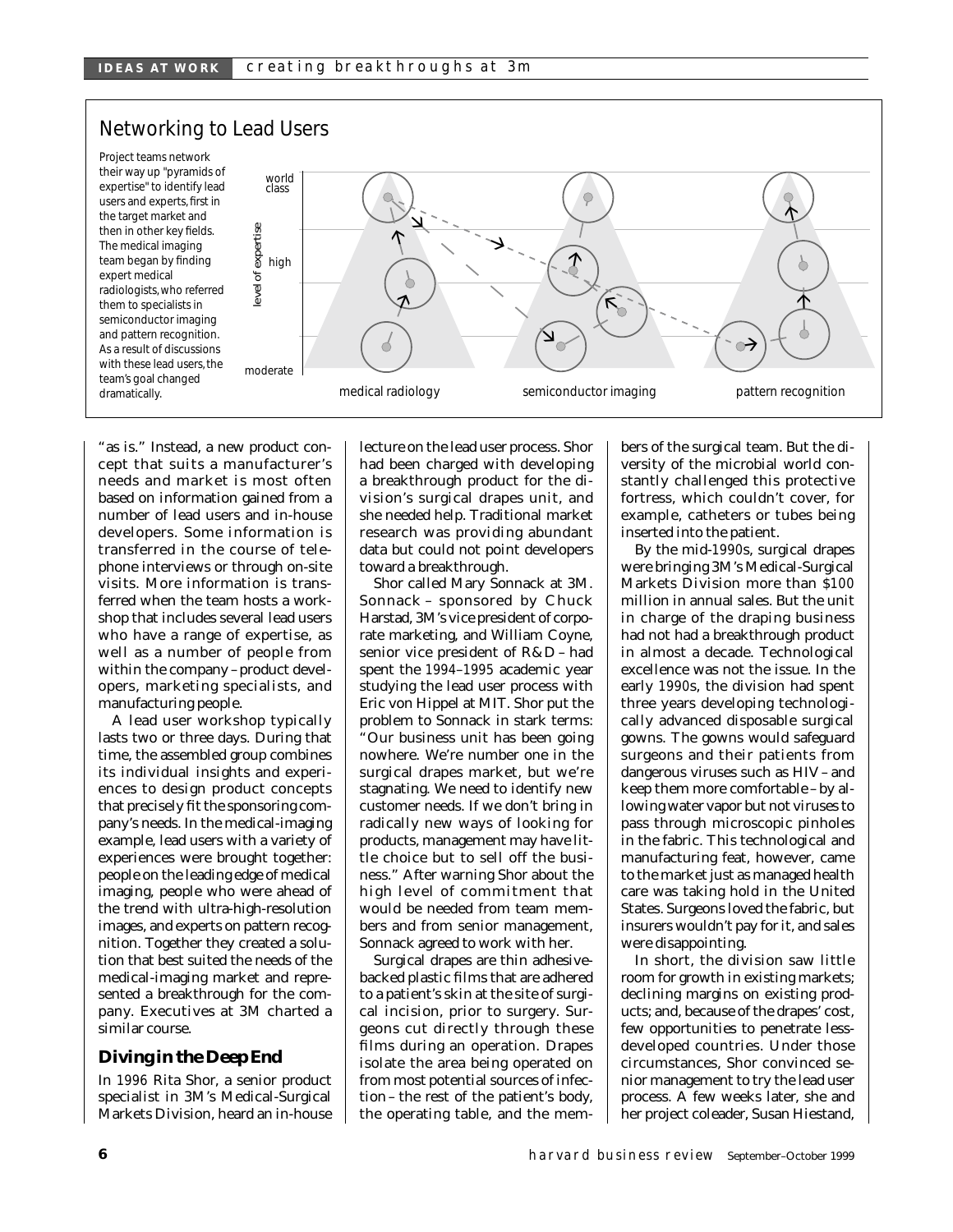## Networking to Lead Users

Project teams network their way up "pyramids of expertise" to identify lead users and experts, first in the target market and then in other key fields. The medical imaging team began by finding expert medical radiologists, who referred them to specialists in semiconductor imaging and pattern recognition. As a result of discussions with these lead users, the team's goal changed dramatically.

level of expertise

world class

high

moderate

medical radiology

semiconductor imaging

pattern recognition

"as is." Instead, a new product concept that suits a manufacturer's needs and market is most often based on information gained from a number of lead users and in-house developers. Some information is transferred in the course of telephone interviews or through on-site visits. More information is transferred when the team hosts a workshop that includes several lead users who have a range of expertise, as well as a number of people from within the company – product developers, marketing specialists, and manufacturing people.

A lead user workshop typically lasts two or three days. During that time, the assembled group combines its individual insights and experiences to design product concepts that precisely fit the sponsoring company's needs. In the medical-imaging example, lead users with a variety of experiences were brought together: people on the leading edge of medical imaging, people who were ahead of the trend with ultra-high-resolution images, and experts on pattern recognition. Together they created a solution that best suited the needs of the medical-imaging market and represented a breakthrough for the company. Executives at 3M charted a similar course.

### Diving in the Deep End

In 1996 Rita Shor, a senior product specialist in 3M's Medical-Surgical Markets Division, heard an in-house lecture on the lead user process. Shor had been charged with developing a breakthrough product for the division's surgical drapes unit, and she needed help. Traditional market research was providing abundant data but could not point developers toward a breakthrough.

Shor called Mary Sonnack at 3M. Sonnack – sponsored by Chuck Harstad, 3M's vice president of corporate marketing, and William Coyne, senior vice president of R&D – had spent the 1994–1995 academic year studying the lead user process with Eric von Hippel at MIT. Shor put the problem to Sonnack in stark terms: "Our business unit has been going nowhere. We're number one in the surgical drapes market, but we're stagnating. We need to identify new customer needs. If we don't bring in radically new ways of looking for products, management may have little choice but to sell off the business." After warning Shor about the high level of commitment that would be needed from team members and from senior management, Sonnack agreed to work with her.

Surgical drapes are thin adhesive-backed plastic films that are adhered to a patient's skin at the site of surgical incision, prior to surgery. Surgeons cut directly through these films during an operation. Drapes isolate the area being operated on from most potential sources of infection – the rest of the patient's body, the operating table, and the members of the surgical team. But the diversity of the microbial world constantly challenged this protective fortress, which couldn't cover, for example, catheters or tubes being inserted into the patient.

By the mid-1990s, surgical drapes were bringing 3M's Medical-Surgical Markets Division more than $100 million in annual sales. But the unit in charge of the draping business had not had a breakthrough product in almost a decade. Technological excellence was not the issue. In the early 1990s, the division had spent three years developing technologically advanced disposable surgical gowns. The gowns would safeguard surgeons and their patients from dangerous viruses such as HIV – and keep them more comfortable – by allowing water vapor but not viruses to pass through microscopic pinholes in the fabric. This technological and manufacturing feat, however, came to the market just as managed health care was taking hold in the United States. Surgeons loved the fabric, but insurers wouldn't pay for it, and sales were disappointing.

In short, the division saw little room for growth in existing markets; declining margins on existing products; and, because of the drapes' cost, few opportunities to penetrate less-developed countries. Under those circumstances, Shor convinced senior management to try the lead user process. A few weeks later, she and her project coleader, Susan Hiestand,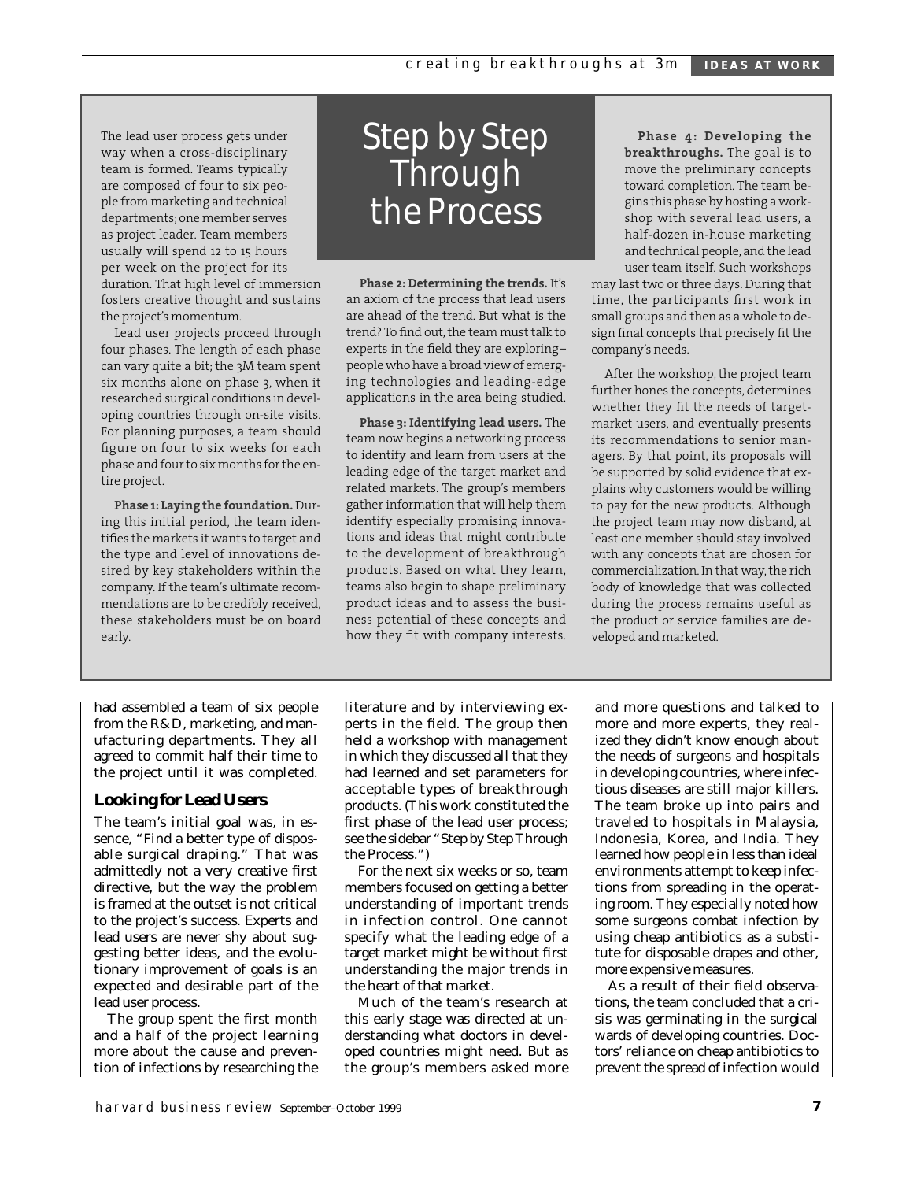## Step by Step Through the Process

The lead user process gets under way when a cross-disciplinary team is formed. Teams typically are composed of four to six people from marketing and technical departments; one member serves as project leader. Team members usually will spend 12 to 15 hours per week on the project for its duration. That high level of immersion fosters creative thought and sustains the project's momentum.

Lead user projects proceed through four phases. The length of each phase can vary quite a bit; the 3M team spent six months alone on phase 3, when it researched surgical conditions in developing countries through on-site visits. For planning purposes, a team should figure on four to six weeks for each phase and four to six months for the entire project.

**Phase 1: Laying the foundation.** During this initial period, the team identifies the markets it wants to target and the type and level of innovations desired by key stakeholders within the company. If the team's ultimate recommendations are to be credibly received, these stakeholders must be on board early.

**Phase 2: Determining the trends.** It's an axiom of the process that lead users are ahead of the trend. But what is the trend? To find out, the team must talk to experts in the field they are exploring–people who have a broad view of emerging technologies and leading-edge applications in the area being studied.

**Phase 3: Identifying lead users.** The team now begins a networking process to identify and learn from users at the leading edge of the target market and related markets. The group's members gather information that will help them identify especially promising innovations and ideas that might contribute to the development of breakthrough products. Based on what they learn, teams also begin to shape preliminary product ideas and to assess the business potential of these concepts and how they fit with company interests.

**Phase 4: Developing the breakthroughs.** The goal is to move the preliminary concepts toward completion. The team begins this phase by hosting a workshop with several lead users, a half-dozen in-house marketing and technical people, and the lead user team itself. Such workshops may last two or three days. During that time, the participants first work in small groups and then as a whole to design final concepts that precisely fit the company's needs.

After the workshop, the project team further hones the concepts, determines whether they fit the needs of target-market users, and eventually presents its recommendations to senior managers. By that point, its proposals will be supported by solid evidence that explains why customers would be willing to pay for the new products. Although the project team may now disband, at least one member should stay involved with any concepts that are chosen for commercialization. In that way, the rich body of knowledge that was collected during the process remains useful as the product or service families are developed and marketed.

---

had assembled a team of six people from the R&D, marketing, and manufacturing departments. They all agreed to commit half their time to the project until it was completed.

### Looking for Lead Users

The team's initial goal was, in essence, "Find a better type of disposable surgical draping." That was admittedly not a very creative first directive, but the way the problem is framed at the outset is not critical to the project's success. Experts and lead users are never shy about suggesting better ideas, and the evolutionary improvement of goals is an expected and desirable part of the lead user process.

The group spent the first month and a half of the project learning more about the cause and prevention of infections by researching the literature and by interviewing experts in the field. The group then held a workshop with management in which they discussed all that they had learned and set parameters for acceptable types of breakthrough products. (This work constituted the first phase of the lead user process; see the sidebar "Step by Step Through the Process.")

For the next six weeks or so, team members focused on getting a better understanding of important trends in infection control. One cannot specify what the leading edge of a target market might be without first understanding the major trends in the heart of that market.

Much of the team's research at this early stage was directed at understanding what doctors in developed countries might need. But as the group's members asked more and more questions and talked to more and more experts, they realized they didn't know enough about the needs of surgeons and hospitals in developing countries, where infectious diseases are still major killers. The team broke up into pairs and traveled to hospitals in Malaysia, Indonesia, Korea, and India. They learned how people in less than ideal environments attempt to keep infections from spreading in the operating room. They especially noted how some surgeons combat infection by using cheap antibiotics as a substitute for disposable drapes and other, more expensive measures.

As a result of their field observations, the team concluded that a crisis was germinating in the surgical wards of developing countries. Doctors' reliance on cheap antibiotics to prevent the spread of infection would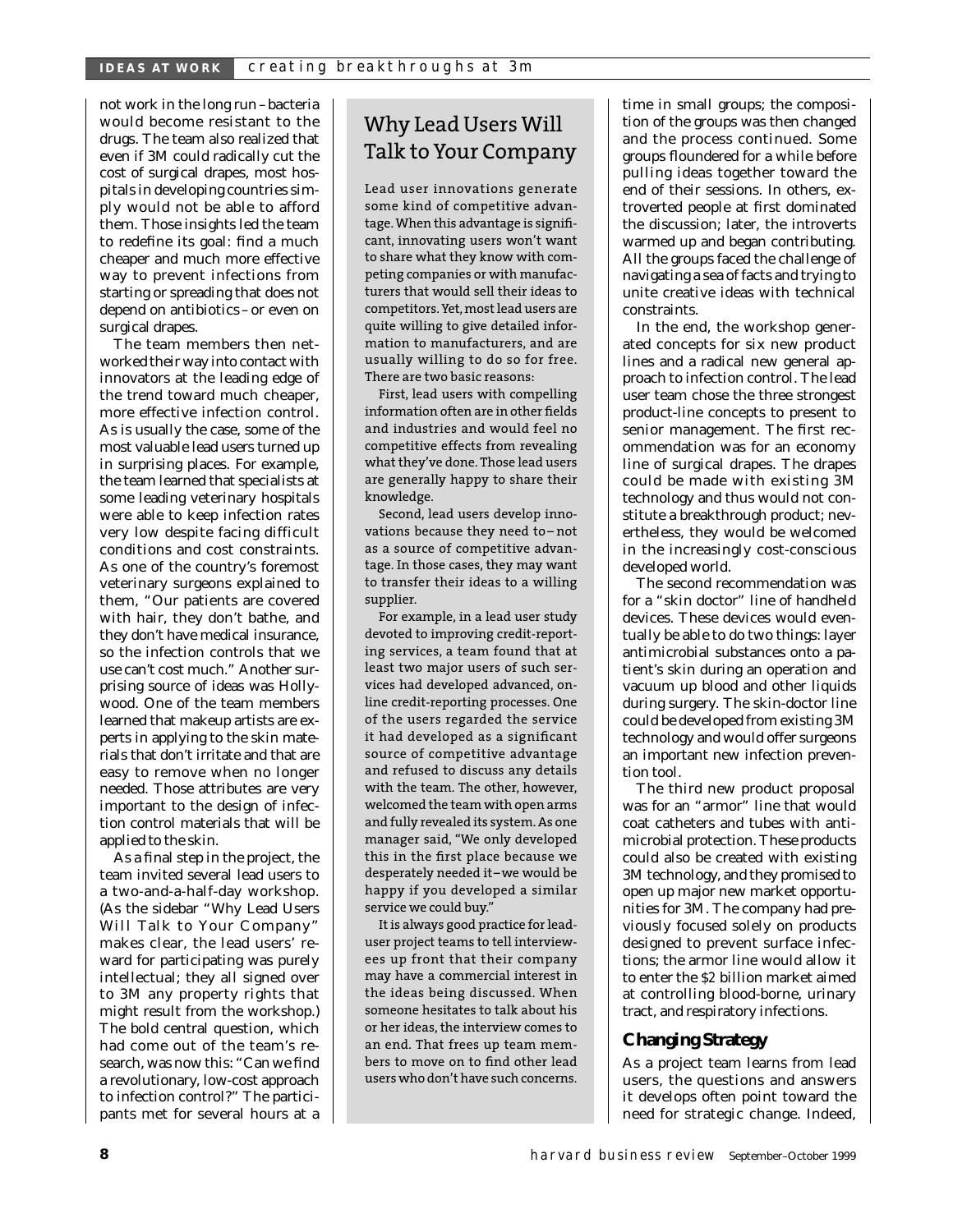not work in the long run – bacteria would become resistant to the drugs. The team also realized that even if 3M could radically cut the cost of surgical drapes, most hospitals in developing countries simply would not be able to afford them. Those insights led the team to redefine its goal: find a much cheaper and much more effective way to prevent infections from starting or spreading that does not depend on antibiotics – or even on surgical drapes.

The team members then networked their way into contact with innovators at the leading edge of the trend toward much cheaper, more effective infection control. As is usually the case, some of the most valuable lead users turned up in surprising places. For example, the team learned that specialists at some leading veterinary hospitals were able to keep infection rates very low despite facing difficult conditions and cost constraints. As one of the country's foremost veterinary surgeons explained to them, "Our patients are covered with hair, they don't bathe, and they don't have medical insurance, so the infection controls that we use can't cost much." Another surprising source of ideas was Hollywood. One of the team members learned that makeup artists are experts in applying to the skin materials that don't irritate and that are easy to remove when no longer needed. Those attributes are very important to the design of infection control materials that will be applied to the skin.

As a final step in the project, the team invited several lead users to a two-and-a-half-day workshop. (As the sidebar "Why Lead Users Will Talk to Your Company" makes clear, the lead users' reward for participating was purely intellectual; they all signed over to 3M any property rights that might result from the workshop.) The bold central question, which had come out of the team's research, was now this: "Can we find a revolutionary, low-cost approach to infection control?" The participants met for several hours at a time in small groups; the composition of the groups was then changed and the process continued. Some groups floundered for a while before pulling ideas together toward the end of their sessions. In others, extroverted people at first dominated the discussion; later, the introverts warmed up and began contributing. All the groups faced the challenge of navigating a sea of facts and trying to unite creative ideas with technical constraints.

In the end, the workshop generated concepts for six new product lines and a radical new general approach to infection control. The lead user team chose the three strongest product-line concepts to present to senior management. The first recommendation was for an economy line of surgical drapes. The drapes could be made with existing 3M technology and thus would not constitute a breakthrough product; nevertheless, they would be welcomed in the increasingly cost-conscious developed world.

The second recommendation was for a "skin doctor" line of handheld devices. These devices would eventually be able to do two things: layer antimicrobial substances onto a patient's skin during an operation and vacuum up blood and other liquids during surgery. The skin-doctor line could be developed from existing 3M technology and would offer surgeons an important new infection prevention tool.

The third new product proposal was for an "armor" line that would coat catheters and tubes with antimicrobial protection. These products could also be created with existing 3M technology, and they promised to open up major new market opportunities for 3M. The company had previously focused solely on products designed to prevent surface infections; the armor line would allow it to enter the $2 billion market aimed at controlling blood-borne, urinary tract, and respiratory infections.

## Why Lead Users Will Talk to Your Company

Lead user innovations generate some kind of competitive advantage. When this advantage is significant, innovating users won't want to share what they know with competing companies or with manufacturers that would sell their ideas to competitors. Yet, most lead users are quite willing to give detailed information to manufacturers, and are usually willing to do so for free. There are two basic reasons:

First, lead users with compelling information often are in other fields and industries and would feel no competitive effects from revealing what they've done. Those lead users are generally happy to share their knowledge.

Second, lead users develop innovations because they need to – not as a source of competitive advantage. In those cases, they may want to transfer their ideas to a willing supplier.

For example, in a lead user study devoted to improving credit-reporting services, a team found that at least two major users of such services had developed advanced, online credit-reporting processes. One of the users regarded the service it had developed as a significant source of competitive advantage and refused to discuss any details with the team. The other, however, welcomed the team with open arms and fully revealed its system. As one manager said, "We only developed this in the first place because we desperately needed it – we would be happy if you developed a similar service we could buy."

It is always good practice for lead-user project teams to tell interviewees up front that their company may have a commercial interest in the ideas being discussed. When someone hesitates to talk about his or her ideas, the interview comes to an end. That frees up team members to move on to find other lead users who don't have such concerns.

## Changing Strategy

As a project team learns from lead users, the questions and answers it develops often point toward the need for strategic change. Indeed,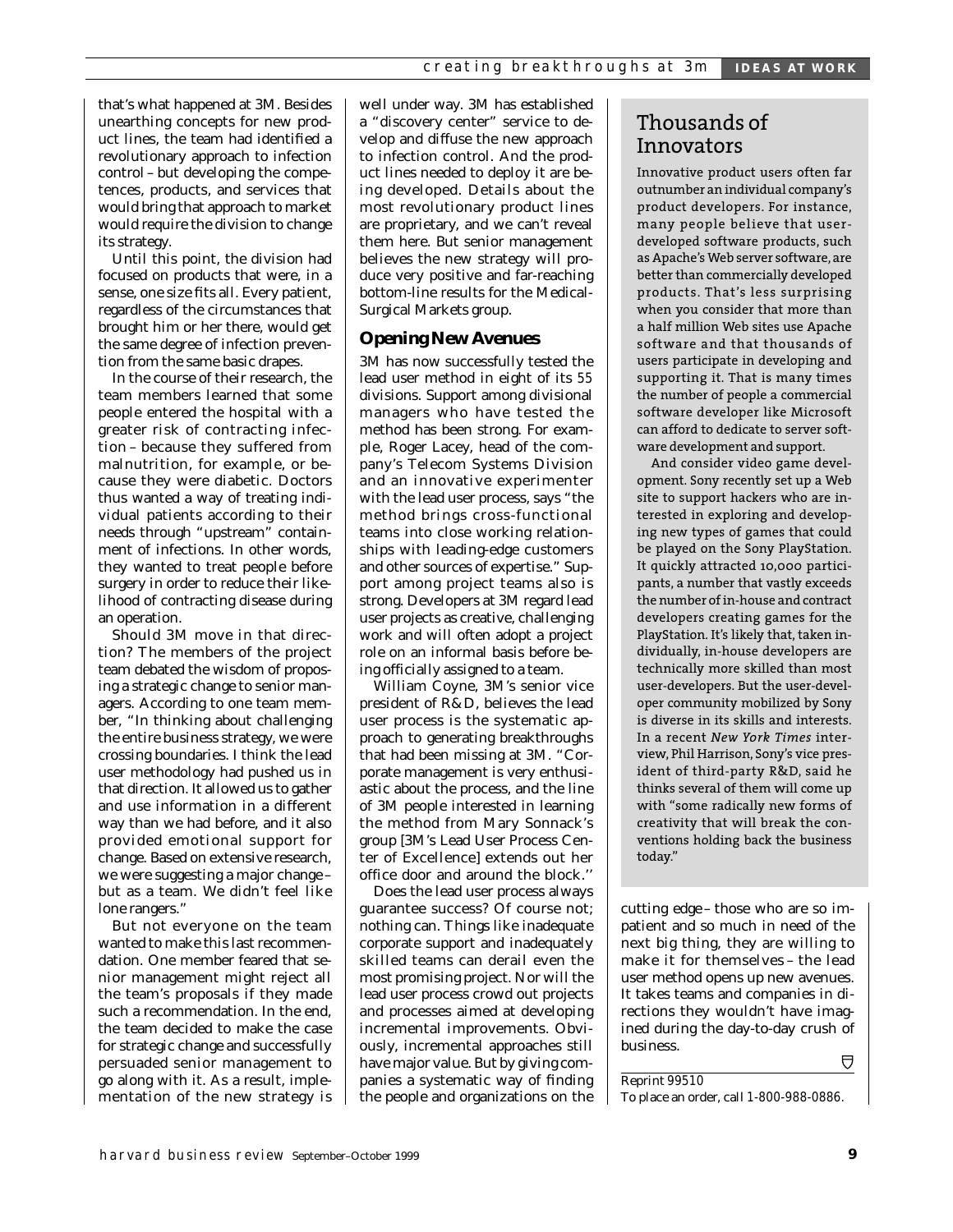that's what happened at 3M. Besides unearthing concepts for new product lines, the team had identified a revolutionary approach to infection control – but developing the competences, products, and services that would bring that approach to market would require the division to change its strategy.

Until this point, the division had focused on products that were, in a sense, one size fits all. Every patient, regardless of the circumstances that brought him or her there, would get the same degree of infection prevention from the same basic drapes.

In the course of their research, the team members learned that some people entered the hospital with a greater risk of contracting infection – because they suffered from malnutrition, for example, or because they were diabetic. Doctors thus wanted a way of treating individual patients according to their needs through "upstream" containment of infections. In other words, they wanted to treat people before surgery in order to reduce their likelihood of contracting disease during an operation.

Should 3M move in that direction? The members of the project team debated the wisdom of proposing a strategic change to senior managers. According to one team member, "In thinking about challenging the entire business strategy, we were crossing boundaries. I think the lead user methodology had pushed us in that direction. It allowed us to gather and use information in a different way than we had before, and it also provided emotional support for change. Based on extensive research, we were suggesting a major change – but as a team. We didn't feel like lone rangers."

But not everyone on the team wanted to make this last recommendation. One member feared that senior management might reject all the team's proposals if they made such a recommendation. In the end, the team decided to make the case for strategic change and successfully persuaded senior management to go along with it. As a result, implementation of the new strategy is well under way. 3M has established a "discovery center" service to develop and diffuse the new approach to infection control. And the product lines needed to deploy it are being developed. Details about the most revolutionary product lines are proprietary, and we can't reveal them here. But senior management believes the new strategy will produce very positive and far-reaching bottom-line results for the Medical-Surgical Markets group.

## Opening New Avenues

3M has now successfully tested the lead user method in eight of its 55 divisions. Support among divisional managers who have tested the method has been strong. For example, Roger Lacey, head of the company's Telecom Systems Division and an innovative experimenter with the lead user process, says "the method brings cross-functional teams into close working relationships with leading-edge customers and other sources of expertise." Support among project teams also is strong. Developers at 3M regard lead user projects as creative, challenging work and will often adopt a project role on an informal basis before being officially assigned to a team.

William Coyne, 3M's senior vice president of R&D, believes the lead user process is the systematic approach to generating breakthroughs that had been missing at 3M. "Corporate management is very enthusiastic about the process, and the line of 3M people interested in learning the method from Mary Sonnack's group [3M's Lead User Process Center of Excellence] extends out her office door and around the block."

Does the lead user process always guarantee success? Of course not; nothing can. Things like inadequate corporate support and inadequately skilled teams can derail even the most promising project. Nor will the lead user process crowd out projects and processes aimed at developing incremental improvements. Obviously, incremental approaches still have major value. But by giving companies a systematic way of finding the people and organizations on the cutting edge – those who are so impatient and so much in need of the next big thing, they are willing to make it for themselves – the lead user method opens up new avenues. It takes teams and companies in directions they wouldn't have imagined during the day-to-day crush of business.

## Thousands of Innovators

Innovative product users often far outnumber an individual company's product developers. For instance, many people believe that user-developed software products, such as Apache's Web server software, are better than commercially developed products. That's less surprising when you consider that more than a half million Web sites use Apache software and that thousands of users participate in developing and supporting it. That is many times the number of people a commercial software developer like Microsoft can afford to dedicate to server software development and support.

And consider video game development. Sony recently set up a Web site to support hackers who are interested in exploring and developing new types of games that could be played on the Sony PlayStation. It quickly attracted 10,000 participants, a number that vastly exceeds the number of in-house and contract developers creating games for the PlayStation. It's likely that, taken individually, in-house developers are technically more skilled than most user-developers. But the user-developer community mobilized by Sony is diverse in its skills and interests. In a recent *New York Times* interview, Phil Harrison, Sony's vice president of third-party R&D, said he thinks several of them will come up with "some radically new forms of creativity that will break the conventions holding back the business today."

Reprint 99510

To place an order, call 1-800-988-0886.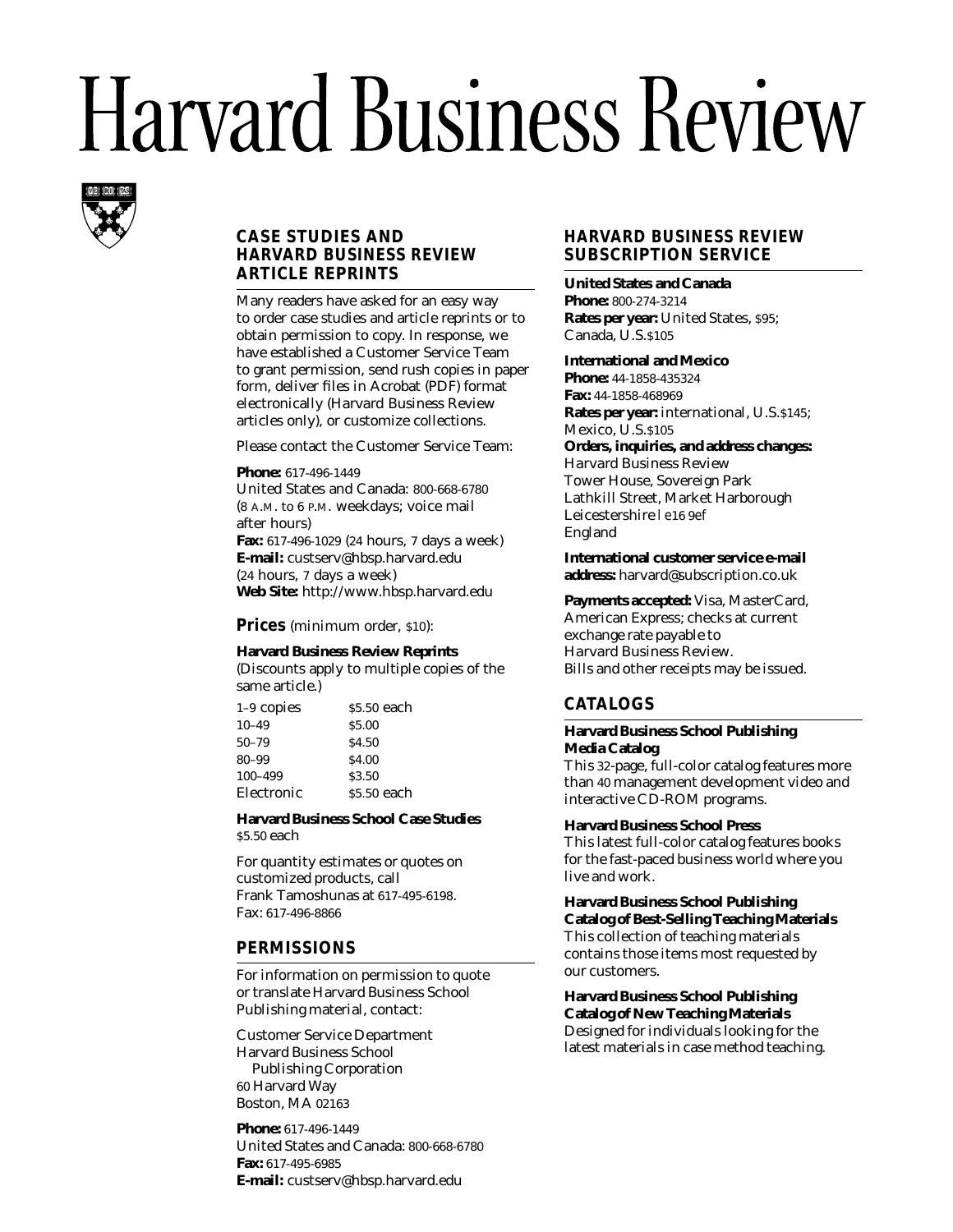# Harvard Business Review

## CASE STUDIES AND HARVARD BUSINESS REVIEW ARTICLE REPRINTS

Many readers have asked for an easy way to order case studies and article reprints or to obtain permission to copy. In response, we have established a Customer Service Team to grant permission, send rush copies in paper form, deliver files in Acrobat (PDF) format electronically (Harvard Business Review articles only), or customize collections.

Please contact the Customer Service Team:

**Phone:** 617-496-1449
United States and Canada: 800-668-6780
(8 A.M. to 6 P.M. weekdays; voice mail after hours)
**Fax:** 617-496-1029 (24 hours, 7 days a week)
**E-mail:** custserv@hbsp.harvard.edu
(24 hours, 7 days a week)
**Web Site:** http://www.hbsp.harvard.edu

**Prices** (minimum order, $10):

**Harvard Business Review Reprints**
(Discounts apply to multiple copies of the same article.)

| | |
|---|---|
| 1–9 copies | $5.50 each |
| 10–49 | $5.00 |
| 50–79 | $4.50 |
| 80–99 | $4.00 |
| 100–499 | $3.50 |
| Electronic | $5.50 each |

**Harvard Business School Case Studies**
$5.50 each

For quantity estimates or quotes on customized products, call Frank Tamoshunas at 617-495-6198.
Fax: 617-496-8866

## PERMISSIONS

For information on permission to quote or translate Harvard Business School Publishing material, contact:

Customer Service Department
Harvard Business School
Publishing Corporation
60 Harvard Way
Boston, MA 02163

**Phone:** 617-496-1449
United States and Canada: 800-668-6780
**Fax:** 617-495-6985
**E-mail:** custserv@hbsp.harvard.edu

## HARVARD BUSINESS REVIEW SUBSCRIPTION SERVICE

**United States and Canada**
**Phone:** 800-274-3214
**Rates per year:** United States, $95; Canada, U.S.$105

**International and Mexico**
**Phone:** 44-1858-435324
**Fax:** 44-1858-468969
**Rates per year:** international, U.S.$145; Mexico, U.S.$105
**Orders, inquiries, and address changes:**
Harvard Business Review
Tower House, Sovereign Park
Lathkill Street, Market Harborough
Leicestershire LE16 9EF
England

**International customer service e-mail address:** harvard@subscription.co.uk

**Payments accepted:** Visa, MasterCard, American Express; checks at current exchange rate payable to Harvard Business Review. Bills and other receipts may be issued.

## CATALOGS

**Harvard Business School Publishing Media Catalog**
This 32-page, full-color catalog features more than 40 management development video and interactive CD-ROM programs.

**Harvard Business School Press**
This latest full-color catalog features books for the fast-paced business world where you live and work.

**Harvard Business School Publishing Catalog of Best-Selling Teaching Materials**
This collection of teaching materials contains those items most requested by our customers.

**Harvard Business School Publishing Catalog of New Teaching Materials**
Designed for individuals looking for the latest materials in case method teaching.